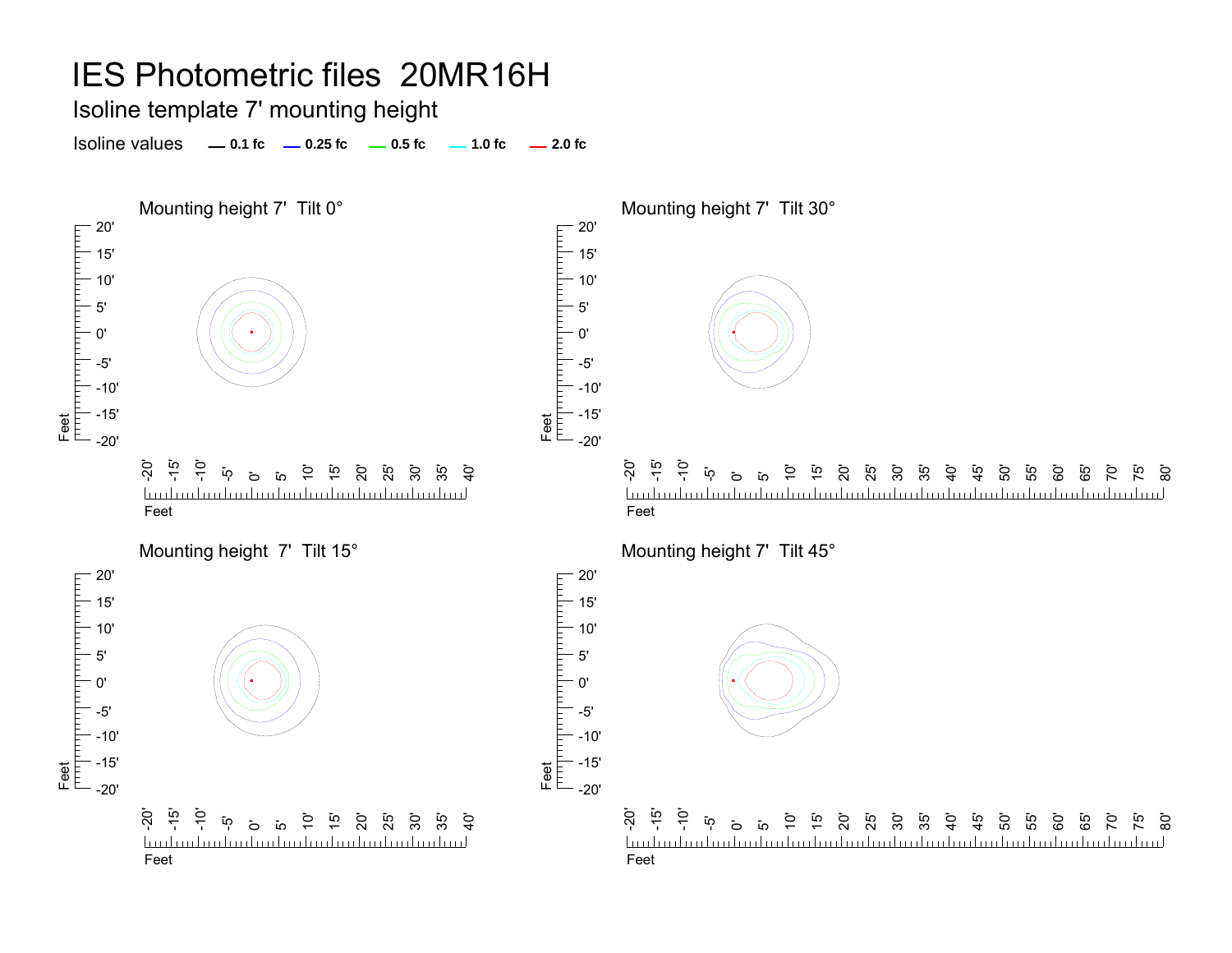# IES Photometric files 20MR16H

## Isoline template 7' mounting height

Isoline values — 0.1 fc — 0.25 fc — 0.5 fc — 1.0 fc — 2.0 fc

Mounting height 7' Tilt 0°

Mounting height 7' Tilt 30°

Mounting height 7' Tilt 15°

Mounting height 7' Tilt 45°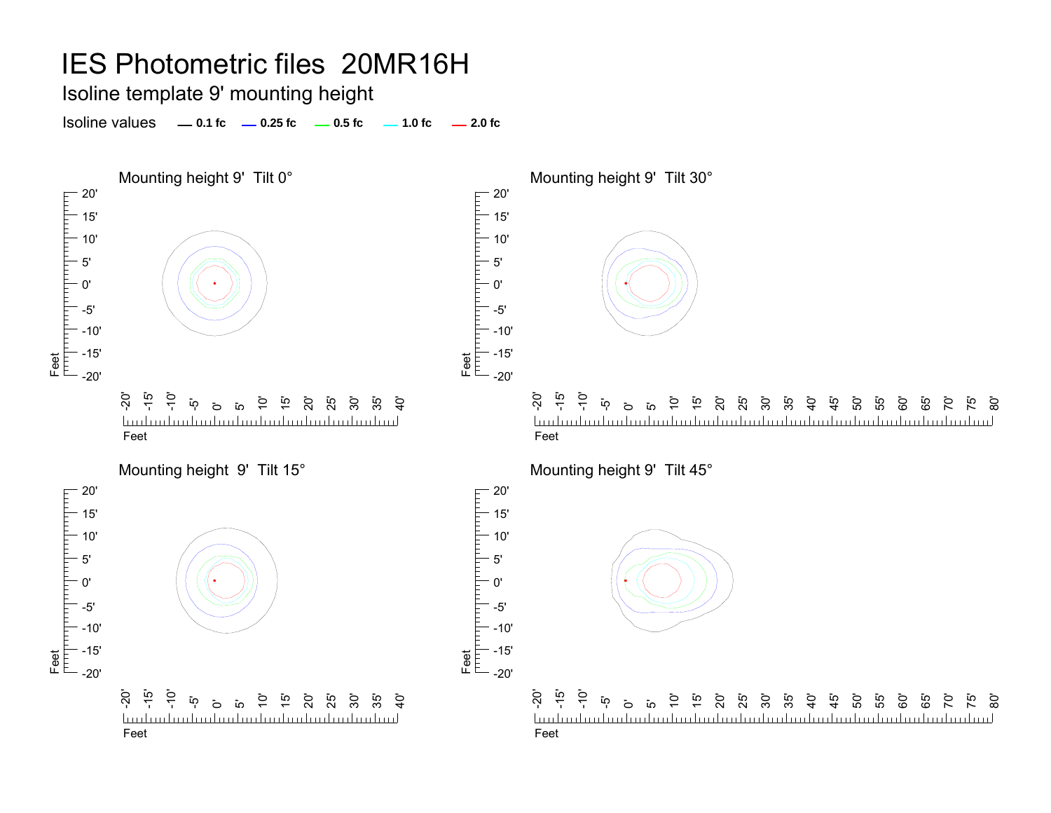# IES Photometric files 20MR16H

## Isoline template 9' mounting height

Isoline values — 0.1 fc — 0.25 fc — 0.5 fc — 1.0 fc — 2.0 fc

### Mounting height 9' Tilt 0°

### Mounting height 9' Tilt 30°

### Mounting height 9' Tilt 15°

### Mounting height 9' Tilt 45°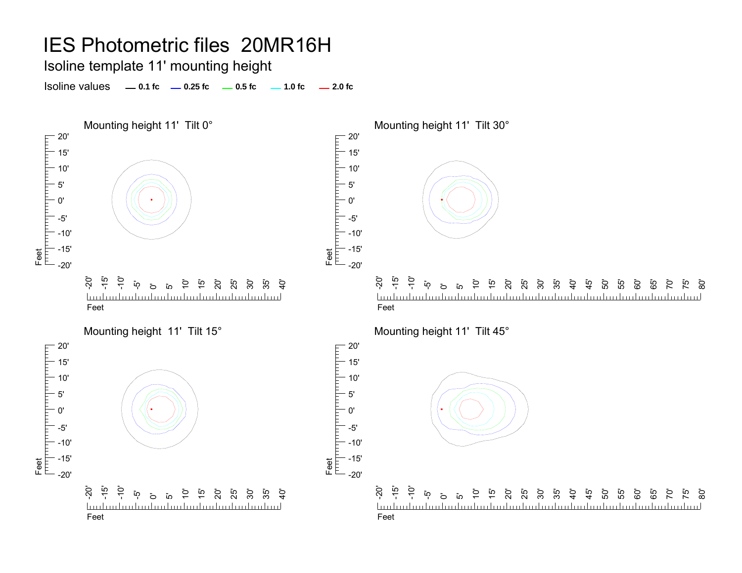# IES Photometric files 20MR16H

## Isoline template 11' mounting height

Isoline values — 0.1 fc — 0.25 fc — 0.5 fc — 1.0 fc — 2.0 fc

### Mounting height 11' Tilt 0°

### Mounting height 11' Tilt 30°

### Mounting height 11' Tilt 15°

### Mounting height 11' Tilt 45°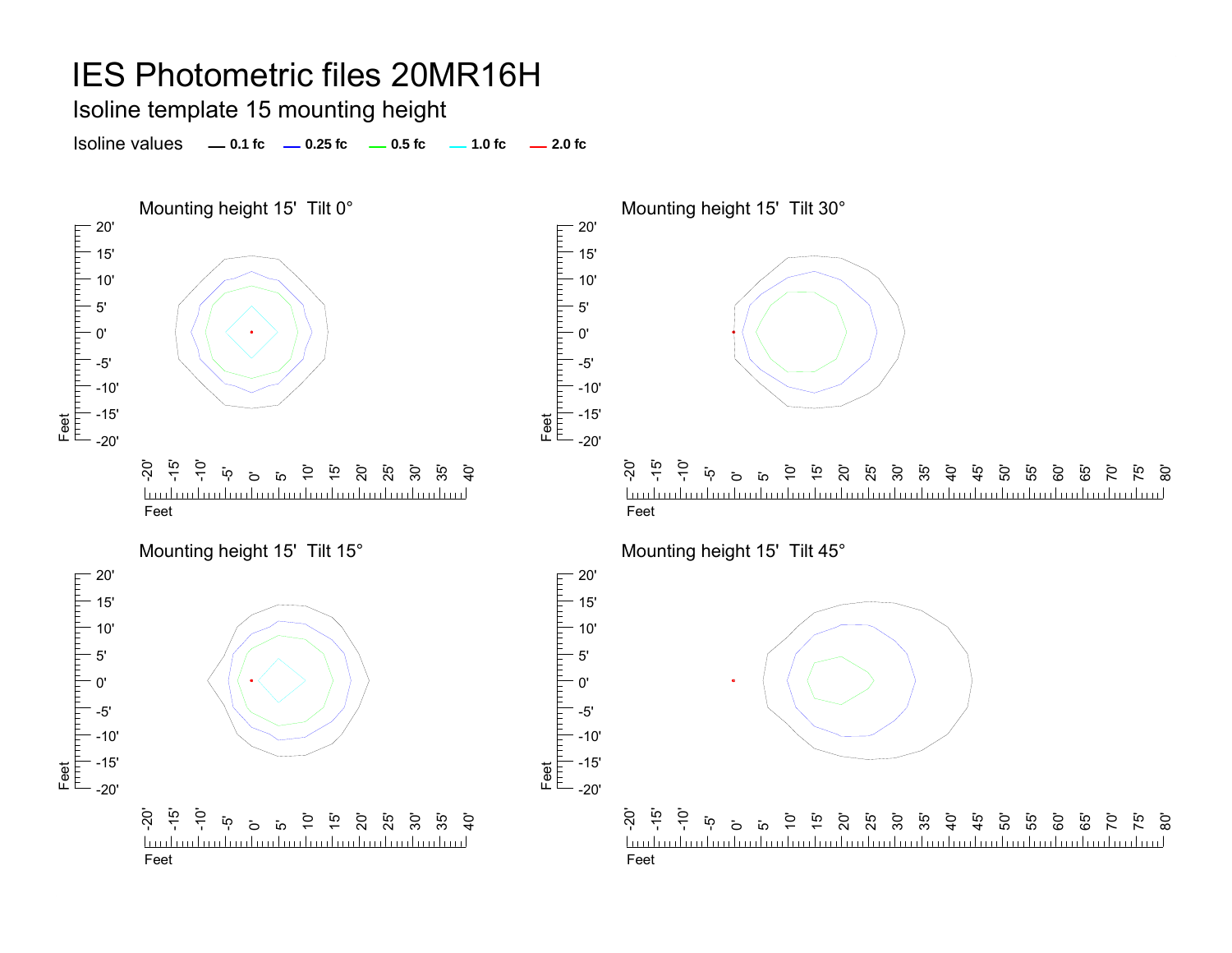# IES Photometric files 20MR16H

## Isoline template 15 mounting height

Isoline values — 0.1 fc — 0.25 fc — 0.5 fc — 1.0 fc — 2.0 fc

### Mounting height 15'  Tilt 0°

### Mounting height 15'  Tilt 30°

### Mounting height 15'  Tilt 15°

### Mounting height 15'  Tilt 45°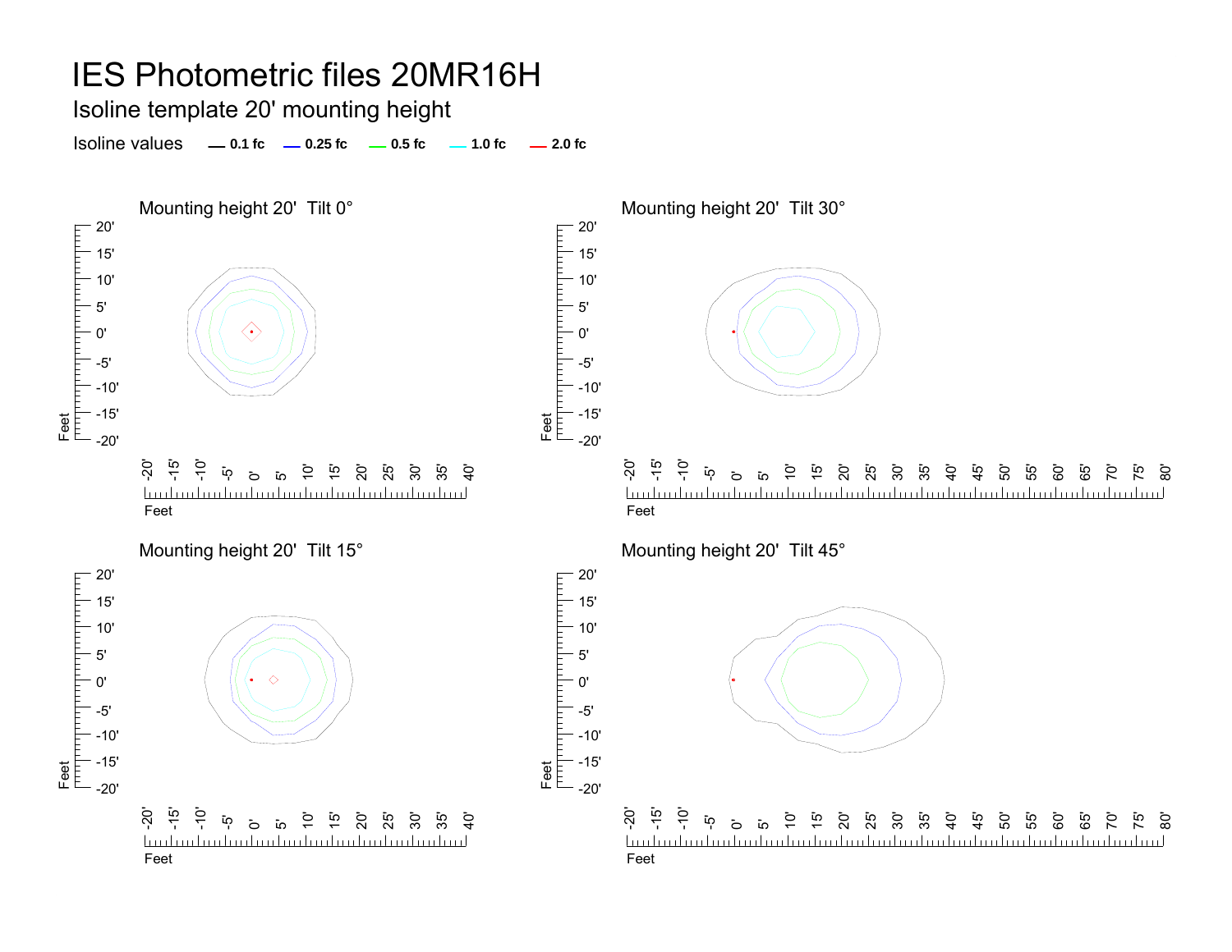# IES Photometric files 20MR16H

## Isoline template 20' mounting height

Isoline values — 0.1 fc — 0.25 fc — 0.5 fc — 1.0 fc — 2.0 fc

### Mounting height 20' Tilt 0°

### Mounting height 20' Tilt 30°

### Mounting height 20' Tilt 15°

### Mounting height 20' Tilt 45°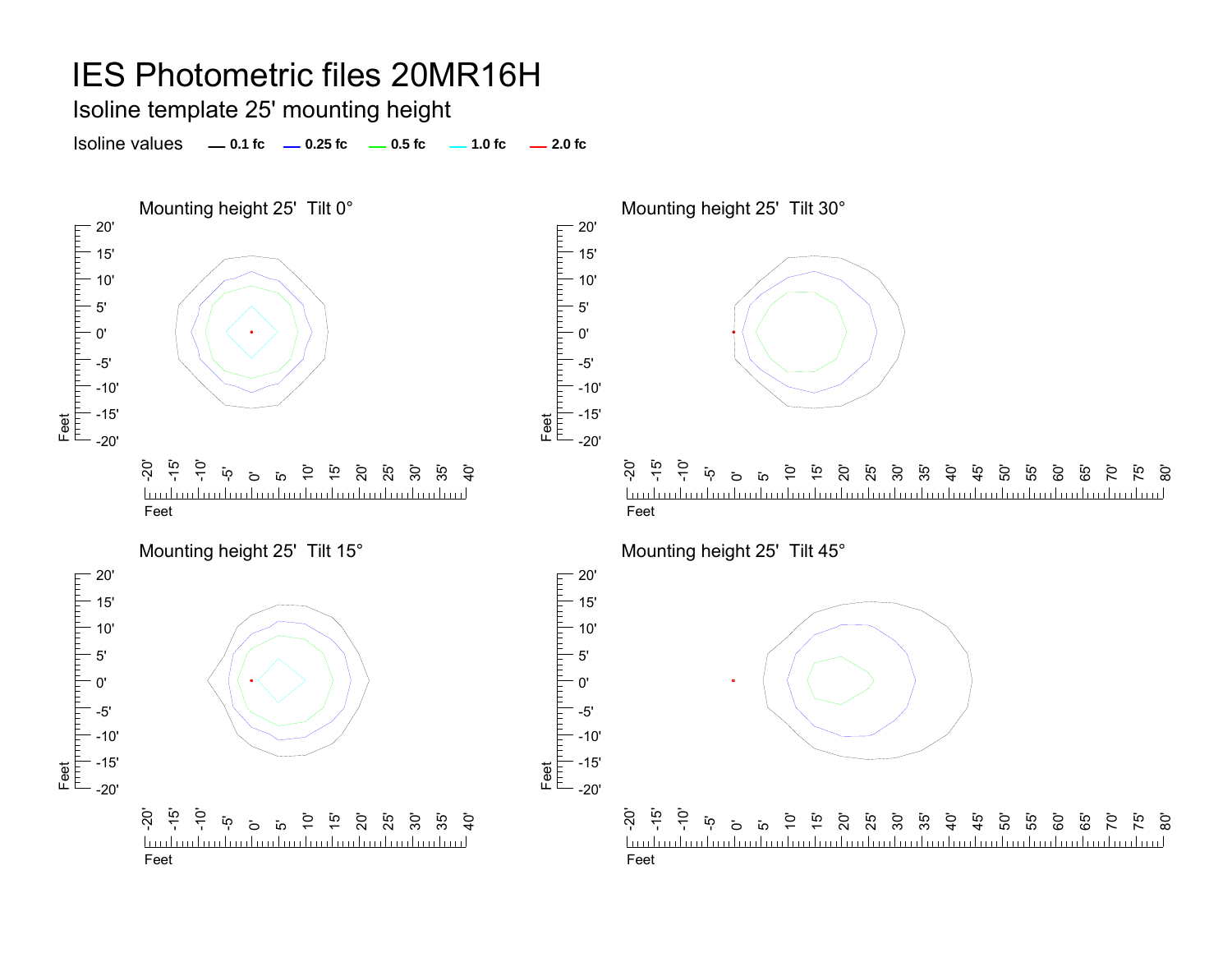# IES Photometric files 20MR16H

## Isoline template 25' mounting height

Isoline values — 0.1 fc — 0.25 fc — 0.5 fc — 1.0 fc — 2.0 fc

### Mounting height 25' Tilt 0°

### Mounting height 25' Tilt 30°

### Mounting height 25' Tilt 15°

### Mounting height 25' Tilt 45°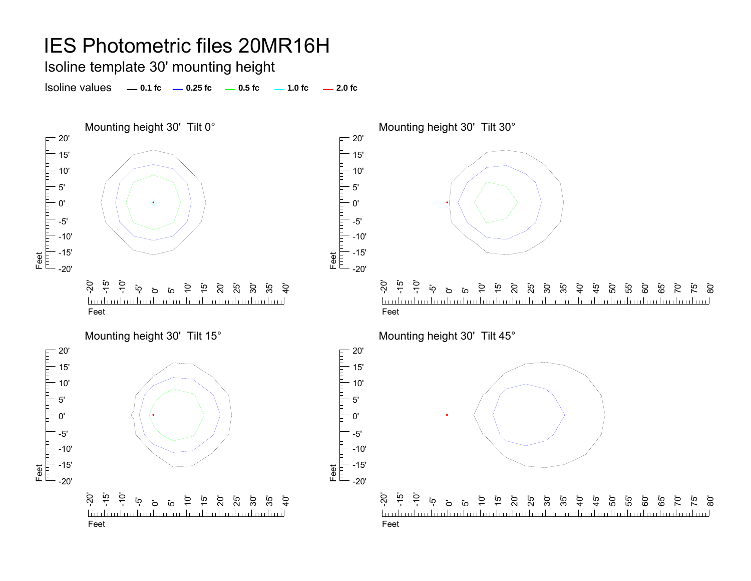# IES Photometric files 20MR16H

## Isoline template 30' mounting height

Isoline values — 0.1 fc — 0.25 fc — 0.5 fc — 1.0 fc — 2.0 fc

### Mounting height 30' Tilt 0°

20' 15' 10' 5' 0' -5' -10' -15' -20'

Feet

-20' -15' -10' -5' 0' 5' 10' 15' 20' 25' 30' 35' 40'

Feet

### Mounting height 30' Tilt 30°

20' 15' 10' 5' 0' -5' -10' -15' -20'

Feet

-20' -15' -10' -5' 0' 5' 10' 15' 20' 25' 30' 35' 40' 45' 50' 55' 60' 65' 70' 75' 80'

Feet

### Mounting height 30' Tilt 15°

20' 15' 10' 5' 0' -5' -10' -15' -20'

Feet

-20' -15' -10' -5' 0' 5' 10' 15' 20' 25' 30' 35' 40'

Feet

### Mounting height 30' Tilt 45°

20' 15' 10' 5' 0' -5' -10' -15' -20'

Feet

-20' -15' -10' -5' 0' 5' 10' 15' 20' 25' 30' 35' 40' 45' 50' 55' 60' 65' 70' 75' 80'

Feet